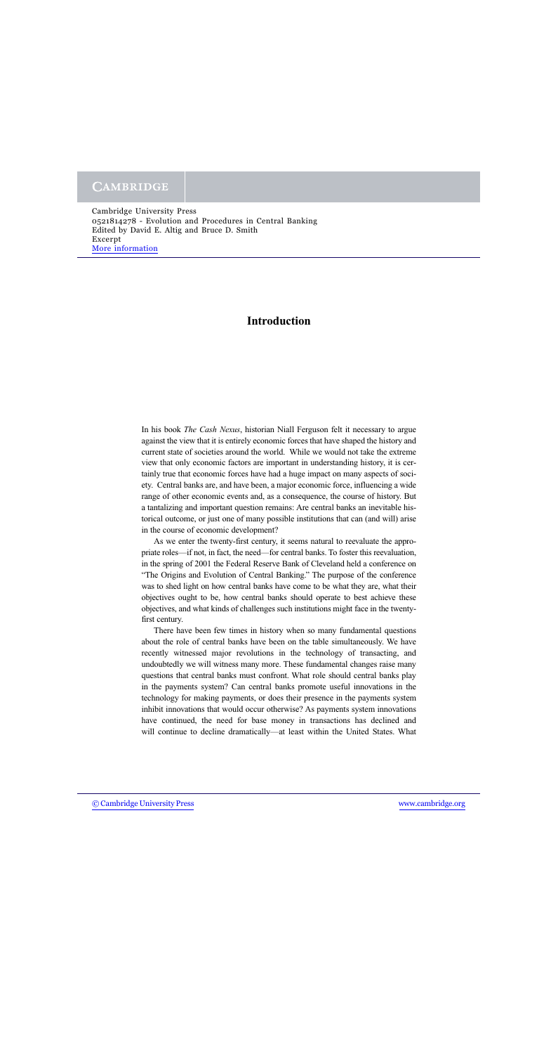# Introduction

In his book *The Cash Nexus*, historian Niall Ferguson felt it necessary to argue against the view that it is entirely economic forces that have shaped the history and current state of societies around the world. While we would not take the extreme view that only economic factors are important in understanding history, it is certainly true that economic forces have had a huge impact on many aspects of society. Central banks are, and have been, a major economic force, influencing a wide range of other economic events and, as a consequence, the course of history. But a tantalizing and important question remains: Are central banks an inevitable historical outcome, or just one of many possible institutions that can (and will) arise in the course of economic development?

As we enter the twenty-first century, it seems natural to reevaluate the appropriate roles—if not, in fact, the need—for central banks. To foster this reevaluation, in the spring of 2001 the Federal Reserve Bank of Cleveland held a conference on "The Origins and Evolution of Central Banking." The purpose of the conference was to shed light on how central banks have come to be what they are, what their objectives ought to be, how central banks should operate to best achieve these objectives, and what kinds of challenges such institutions might face in the twenty-first century.

There have been few times in history when so many fundamental questions about the role of central banks have been on the table simultaneously. We have recently witnessed major revolutions in the technology of transacting, and undoubtedly we will witness many more. These fundamental changes raise many questions that central banks must confront. What role should central banks play in the payments system? Can central banks promote useful innovations in the technology for making payments, or does their presence in the payments system inhibit innovations that would occur otherwise? As payments system innovations have continued, the need for base money in transactions has declined and will continue to decline dramatically—at least within the United States. What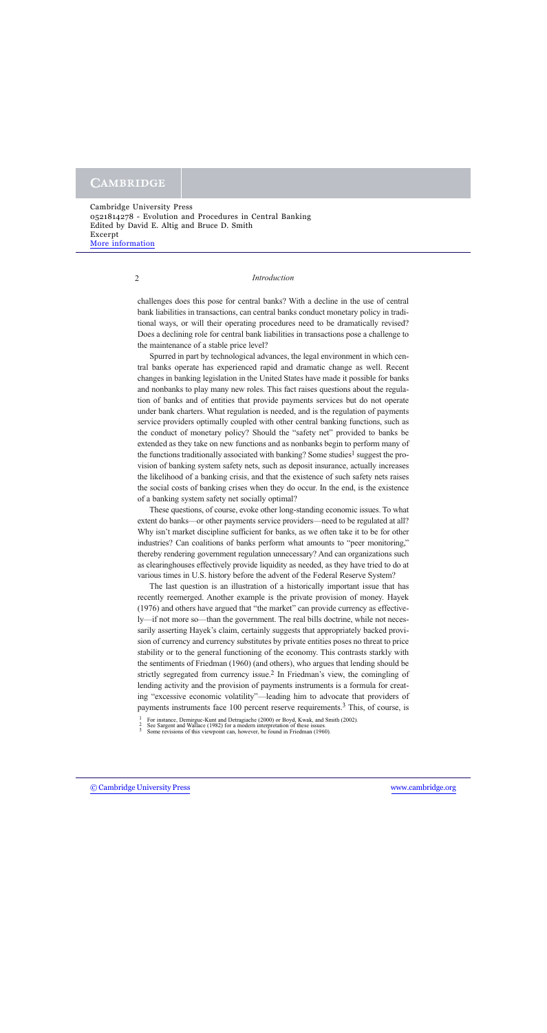challenges does this pose for central banks? With a decline in the use of central bank liabilities in transactions, can central banks conduct monetary policy in traditional ways, or will their operating procedures need to be dramatically revised? Does a declining role for central bank liabilities in transactions pose a challenge to the maintenance of a stable price level?

Spurred in part by technological advances, the legal environment in which central banks operate has experienced rapid and dramatic change as well. Recent changes in banking legislation in the United States have made it possible for banks and nonbanks to play many new roles. This fact raises questions about the regulation of banks and of entities that provide payments services but do not operate under bank charters. What regulation is needed, and is the regulation of payments service providers optimally coupled with other central banking functions, such as the conduct of monetary policy? Should the "safety net" provided to banks be extended as they take on new functions and as nonbanks begin to perform many of the functions traditionally associated with banking? Some studies[1] suggest the provision of banking system safety nets, such as deposit insurance, actually increases the likelihood of a banking crisis, and that the existence of such safety nets raises the social costs of banking crises when they do occur. In the end, is the existence of a banking system safety net socially optimal?

These questions, of course, evoke other long-standing economic issues. To what extent do banks—or other payments service providers—need to be regulated at all? Why isn't market discipline sufficient for banks, as we often take it to be for other industries? Can coalitions of banks perform what amounts to "peer monitoring," thereby rendering government regulation unnecessary? And can organizations such as clearinghouses effectively provide liquidity as needed, as they have tried to do at various times in U.S. history before the advent of the Federal Reserve System?

The last question is an illustration of a historically important issue that has recently reemerged. Another example is the private provision of money. Hayek (1976) and others have argued that "the market" can provide currency as effectively—if not more so—than the government. The real bills doctrine, while not necessarily asserting Hayek's claim, certainly suggests that appropriately backed provision of currency and currency substitutes by private entities poses no threat to price stability or to the general functioning of the economy. This contrasts starkly with the sentiments of Friedman (1960) (and others), who argues that lending should be strictly segregated from currency issue.[2] In Friedman's view, the comingling of lending activity and the provision of payments instruments is a formula for creating "excessive economic volatility"—leading him to advocate that providers of payments instruments face 100 percent reserve requirements.[3] This, of course, is

[1] For instance, Demirguc-Kunt and Detragiache (2000) or Boyd, Kwak, and Smith (2002).
[2] See Sargent and Wallace (1982) for a modern interpretation of these issues.
[3] Some revisions of this viewpoint can, however, be found in Friedman (1960).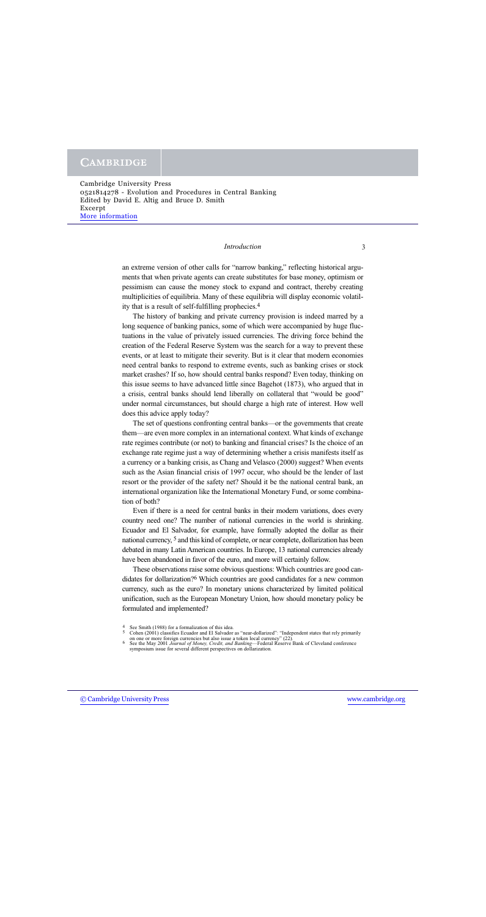an extreme version of other calls for "narrow banking," reflecting historical arguments that when private agents can create substitutes for base money, optimism or pessimism can cause the money stock to expand and contract, thereby creating multiplicities of equilibria. Many of these equilibria will display economic volatility that is a result of self-fulfilling prophecies.[4]

The history of banking and private currency provision is indeed marred by a long sequence of banking panics, some of which were accompanied by huge fluctuations in the value of privately issued currencies. The driving force behind the creation of the Federal Reserve System was the search for a way to prevent these events, or at least to mitigate their severity. But is it clear that modern economies need central banks to respond to extreme events, such as banking crises or stock market crashes? If so, how should central banks respond? Even today, thinking on this issue seems to have advanced little since Bagehot (1873), who argued that in a crisis, central banks should lend liberally on collateral that "would be good" under normal circumstances, but should charge a high rate of interest. How well does this advice apply today?

The set of questions confronting central banks—or the governments that create them—are even more complex in an international context. What kinds of exchange rate regimes contribute (or not) to banking and financial crises? Is the choice of an exchange rate regime just a way of determining whether a crisis manifests itself as a currency or a banking crisis, as Chang and Velasco (2000) suggest? When events such as the Asian financial crisis of 1997 occur, who should be the lender of last resort or the provider of the safety net? Should it be the national central bank, an international organization like the International Monetary Fund, or some combination of both?

Even if there is a need for central banks in their modern variations, does every country need one? The number of national currencies in the world is shrinking. Ecuador and El Salvador, for example, have formally adopted the dollar as their national currency, [5] and this kind of complete, or near complete, dollarization has been debated in many Latin American countries. In Europe, 13 national currencies already have been abandoned in favor of the euro, and more will certainly follow.

These observations raise some obvious questions: Which countries are good candidates for dollarization?[6] Which countries are good candidates for a new common currency, such as the euro? In monetary unions characterized by limited political unification, such as the European Monetary Union, how should monetary policy be formulated and implemented?

---

[4] See Smith (1988) for a formalization of this idea.

[5] Cohen (2001) classifies Ecuador and El Salvador as "near-dollarized": "Independent states that rely primarily on one or more foreign currencies but also issue a token local currency" (22).

[6] See the May 2001 *Journal of Money, Credit, and Banking*—Federal Reserve Bank of Cleveland conference symposium issue for several different perspectives on dollarization.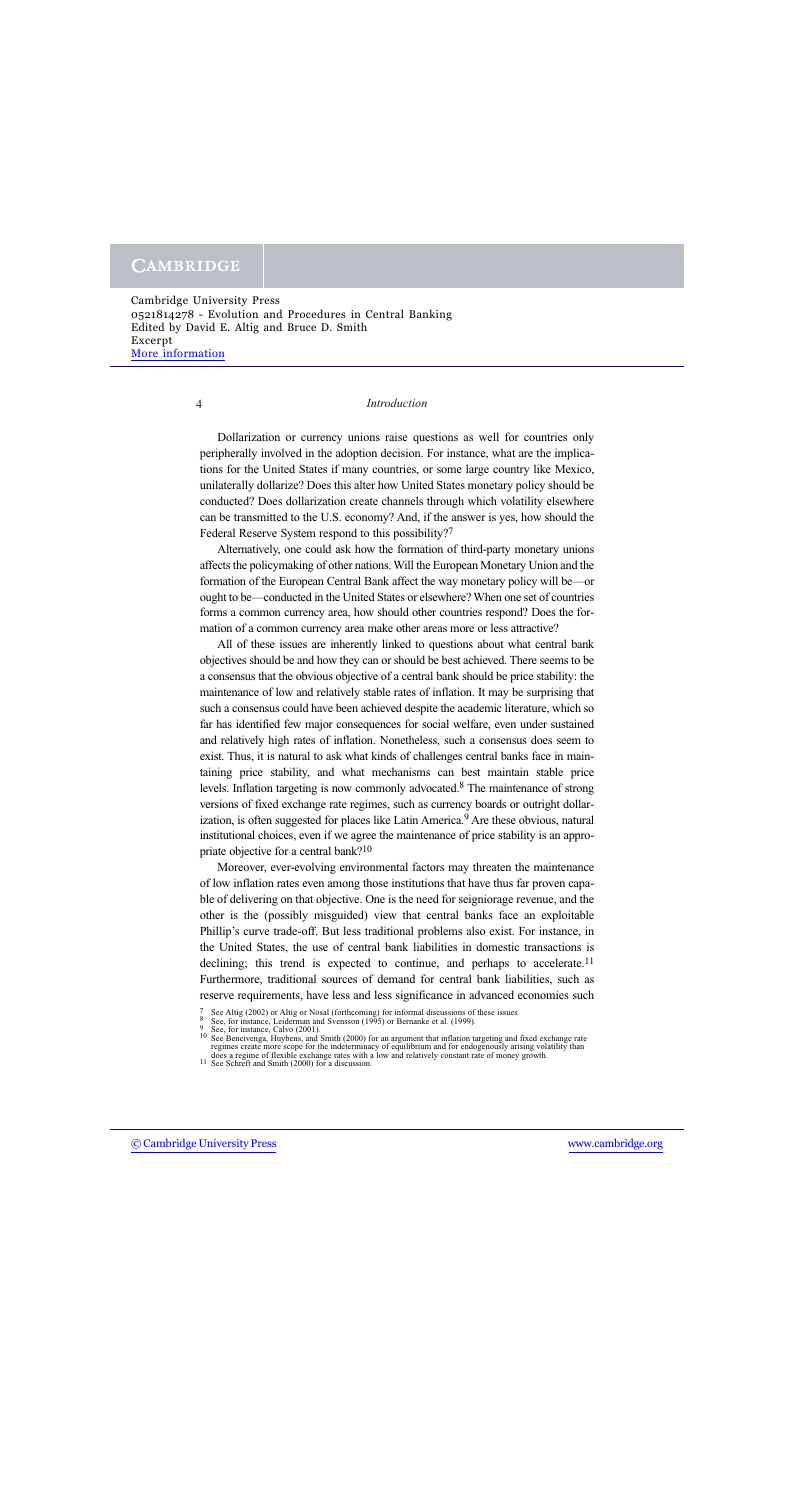Dollarization or currency unions raise questions as well for countries only peripherally involved in the adoption decision. For instance, what are the implications for the United States if many countries, or some large country like Mexico, unilaterally dollarize? Does this alter how United States monetary policy should be conducted? Does dollarization create channels through which volatility elsewhere can be transmitted to the U.S. economy? And, if the answer is yes, how should the Federal Reserve System respond to this possibility?[7]

Alternatively, one could ask how the formation of third-party monetary unions affects the policymaking of other nations. Will the European Monetary Union and the formation of the European Central Bank affect the way monetary policy will be—or ought to be—conducted in the United States or elsewhere? When one set of countries forms a common currency area, how should other countries respond? Does the formation of a common currency area make other areas more or less attractive?

All of these issues are inherently linked to questions about what central bank objectives should be and how they can or should be best achieved. There seems to be a consensus that the obvious objective of a central bank should be price stability: the maintenance of low and relatively stable rates of inflation. It may be surprising that such a consensus could have been achieved despite the academic literature, which so far has identified few major consequences for social welfare, even under sustained and relatively high rates of inflation. Nonetheless, such a consensus does seem to exist. Thus, it is natural to ask what kinds of challenges central banks face in maintaining price stability, and what mechanisms can best maintain stable price levels. Inflation targeting is now commonly advocated.[8] The maintenance of strong versions of fixed exchange rate regimes, such as currency boards or outright dollarization, is often suggested for places like Latin America.[9] Are these obvious, natural institutional choices, even if we agree the maintenance of price stability is an appropriate objective for a central bank?[10]

Moreover, ever-evolving environmental factors may threaten the maintenance of low inflation rates even among those institutions that have thus far proven capable of delivering on that objective. One is the need for seigniorage revenue, and the other is the (possibly misguided) view that central banks face an exploitable Phillip's curve trade-off. But less traditional problems also exist. For instance, in the United States, the use of central bank liabilities in domestic transactions is declining; this trend is expected to continue, and perhaps to accelerate.[11] Furthermore, traditional sources of demand for central bank liabilities, such as reserve requirements, have less and less significance in advanced economies such

[7] See Altig (2002) or Altig or Nosal (forthcoming) for informal discussions of these issues.
[8] See, for instance, Leiderman and Svensson (1995) or Bernanke et al. (1999).
[9] See, for instance, Calvo (2001).
[10] See Bencivenga, Huybens, and Smith (2000) for an argument that inflation targeting and fixed exchange rate regimes create more scope for the indeterminacy of equilibrium and for endogenously arising volatility than does a regime of flexible exchange rates with a low and relatively constant rate of money growth.
[11] See Schreft and Smith (2000) for a discussion.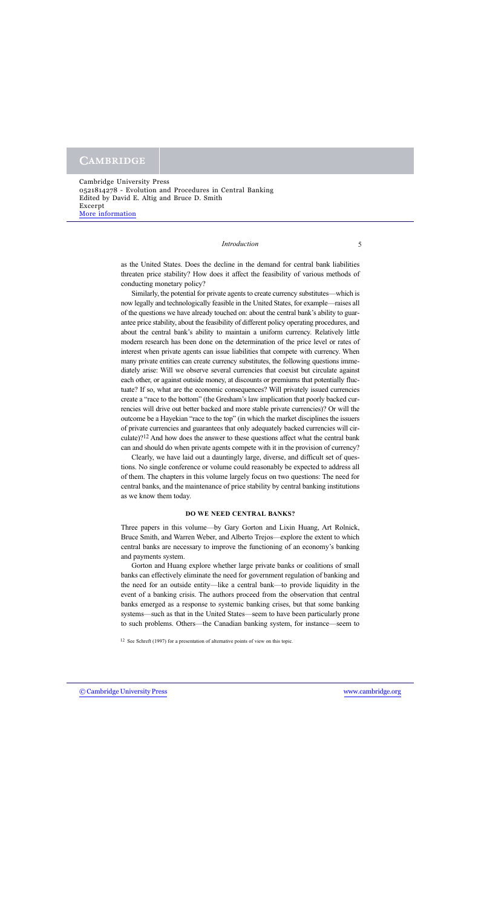as the United States. Does the decline in the demand for central bank liabilities threaten price stability? How does it affect the feasibility of various methods of conducting monetary policy?

Similarly, the potential for private agents to create currency substitutes—which is now legally and technologically feasible in the United States, for example—raises all of the questions we have already touched on: about the central bank's ability to guarantee price stability, about the feasibility of different policy operating procedures, and about the central bank's ability to maintain a uniform currency. Relatively little modern research has been done on the determination of the price level or rates of interest when private agents can issue liabilities that compete with currency. When many private entities can create currency substitutes, the following questions immediately arise: Will we observe several currencies that coexist but circulate against each other, or against outside money, at discounts or premiums that potentially fluctuate? If so, what are the economic consequences? Will privately issued currencies create a "race to the bottom" (the Gresham's law implication that poorly backed currencies will drive out better backed and more stable private currencies)? Or will the outcome be a Hayekian "race to the top" (in which the market disciplines the issuers of private currencies and guarantees that only adequately backed currencies will circulate)?[12] And how does the answer to these questions affect what the central bank can and should do when private agents compete with it in the provision of currency?

Clearly, we have laid out a dauntingly large, diverse, and difficult set of questions. No single conference or volume could reasonably be expected to address all of them. The chapters in this volume largely focus on two questions: The need for central banks, and the maintenance of price stability by central banking institutions as we know them today.

## DO WE NEED CENTRAL BANKS?

Three papers in this volume—by Gary Gorton and Lixin Huang, Art Rolnick, Bruce Smith, and Warren Weber, and Alberto Trejos—explore the extent to which central banks are necessary to improve the functioning of an economy's banking and payments system.

Gorton and Huang explore whether large private banks or coalitions of small banks can effectively eliminate the need for government regulation of banking and the need for an outside entity—like a central bank—to provide liquidity in the event of a banking crisis. The authors proceed from the observation that central banks emerged as a response to systemic banking crises, but that some banking systems—such as that in the United States—seem to have been particularly prone to such problems. Others—the Canadian banking system, for instance—seem to

[12] See Schreft (1997) for a presentation of alternative points of view on this topic.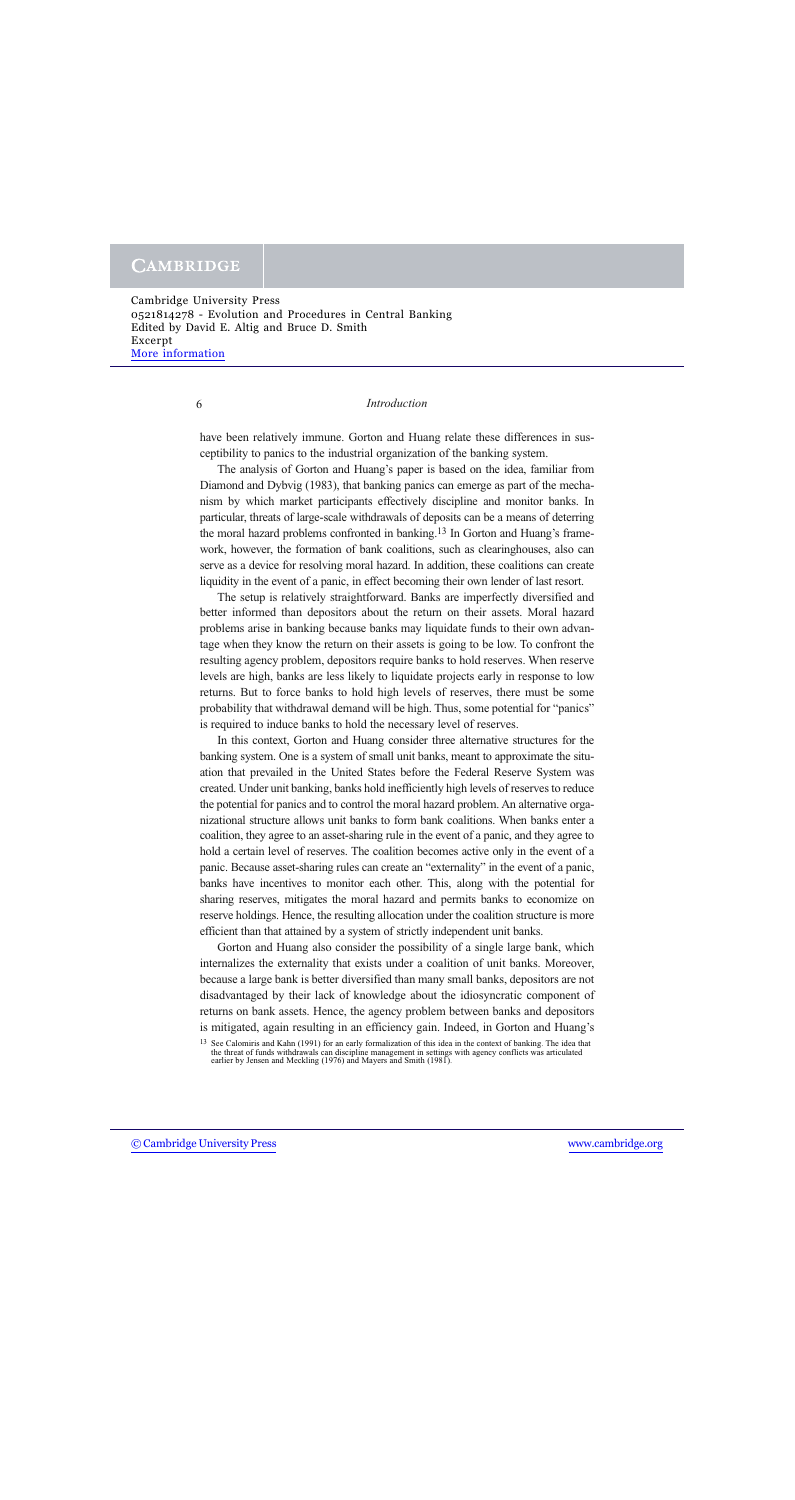have been relatively immune. Gorton and Huang relate these differences in susceptibility to panics to the industrial organization of the banking system.

The analysis of Gorton and Huang's paper is based on the idea, familiar from Diamond and Dybvig (1983), that banking panics can emerge as part of the mechanism by which market participants effectively discipline and monitor banks. In particular, threats of large-scale withdrawals of deposits can be a means of deterring the moral hazard problems confronted in banking.[13] In Gorton and Huang's framework, however, the formation of bank coalitions, such as clearinghouses, also can serve as a device for resolving moral hazard. In addition, these coalitions can create liquidity in the event of a panic, in effect becoming their own lender of last resort.

The setup is relatively straightforward. Banks are imperfectly diversified and better informed than depositors about the return on their assets. Moral hazard problems arise in banking because banks may liquidate funds to their own advantage when they know the return on their assets is going to be low. To confront the resulting agency problem, depositors require banks to hold reserves. When reserve levels are high, banks are less likely to liquidate projects early in response to low returns. But to force banks to hold high levels of reserves, there must be some probability that withdrawal demand will be high. Thus, some potential for "panics" is required to induce banks to hold the necessary level of reserves.

In this context, Gorton and Huang consider three alternative structures for the banking system. One is a system of small unit banks, meant to approximate the situation that prevailed in the United States before the Federal Reserve System was created. Under unit banking, banks hold inefficiently high levels of reserves to reduce the potential for panics and to control the moral hazard problem. An alternative organizational structure allows unit banks to form bank coalitions. When banks enter a coalition, they agree to an asset-sharing rule in the event of a panic, and they agree to hold a certain level of reserves. The coalition becomes active only in the event of a panic. Because asset-sharing rules can create an "externality" in the event of a panic, banks have incentives to monitor each other. This, along with the potential for sharing reserves, mitigates the moral hazard and permits banks to economize on reserve holdings. Hence, the resulting allocation under the coalition structure is more efficient than that attained by a system of strictly independent unit banks.

Gorton and Huang also consider the possibility of a single large bank, which internalizes the externality that exists under a coalition of unit banks. Moreover, because a large bank is better diversified than many small banks, depositors are not disadvantaged by their lack of knowledge about the idiosyncratic component of returns on bank assets. Hence, the agency problem between banks and depositors is mitigated, again resulting in an efficiency gain. Indeed, in Gorton and Huang's

[13] See Calomiris and Kahn (1991) for an early formalization of this idea in the context of banking. The idea that the threat of funds withdrawals can discipline management in settings with agency conflicts was articulated earlier by Jensen and Meckling (1976) and Mayers and Smith (1981).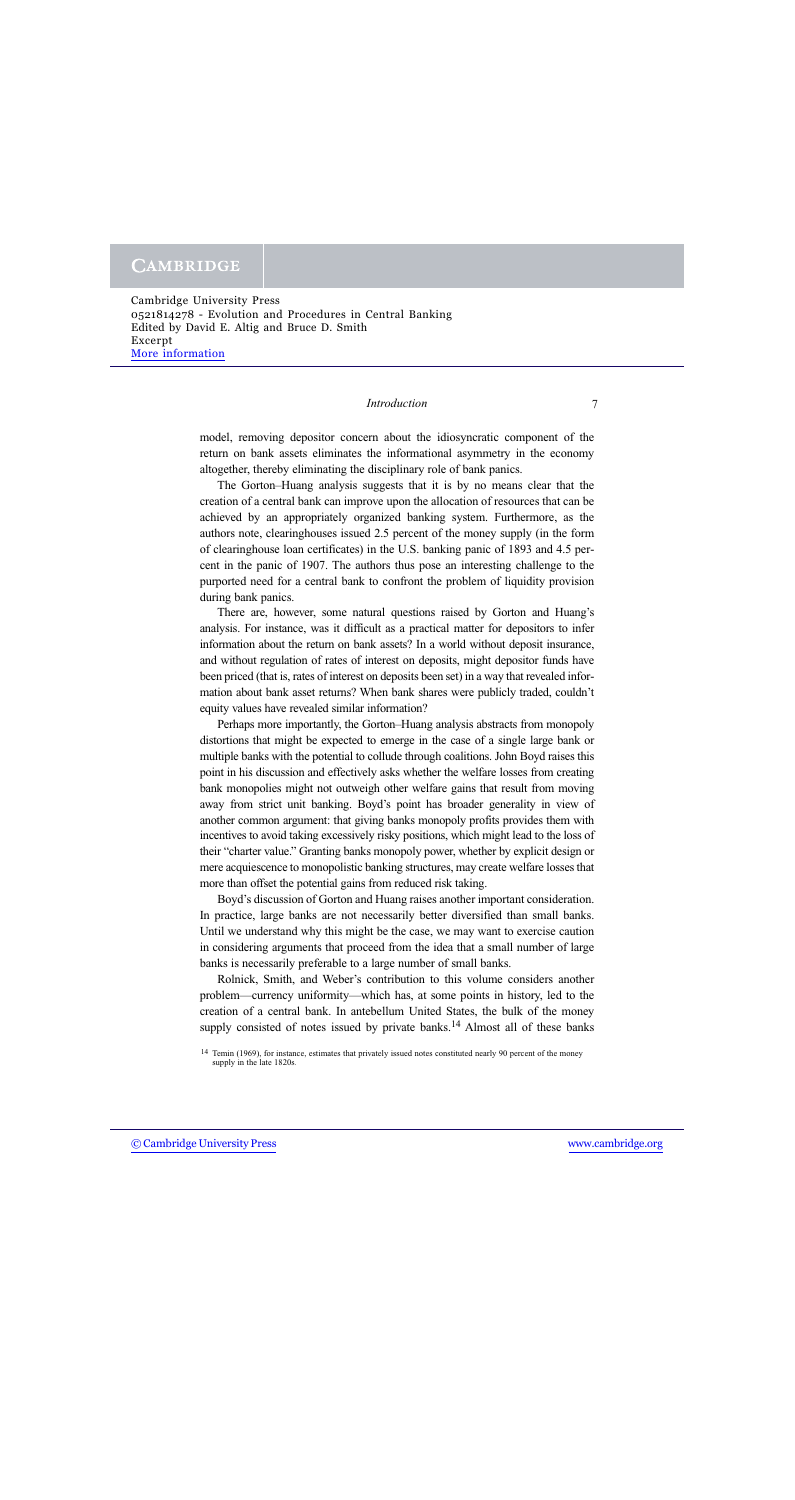model, removing depositor concern about the idiosyncratic component of the return on bank assets eliminates the informational asymmetry in the economy altogether, thereby eliminating the disciplinary role of bank panics.

The Gorton–Huang analysis suggests that it is by no means clear that the creation of a central bank can improve upon the allocation of resources that can be achieved by an appropriately organized banking system. Furthermore, as the authors note, clearinghouses issued 2.5 percent of the money supply (in the form of clearinghouse loan certificates) in the U.S. banking panic of 1893 and 4.5 percent in the panic of 1907. The authors thus pose an interesting challenge to the purported need for a central bank to confront the problem of liquidity provision during bank panics.

There are, however, some natural questions raised by Gorton and Huang's analysis. For instance, was it difficult as a practical matter for depositors to infer information about the return on bank assets? In a world without deposit insurance, and without regulation of rates of interest on deposits, might depositor funds have been priced (that is, rates of interest on deposits been set) in a way that revealed information about bank asset returns? When bank shares were publicly traded, couldn't equity values have revealed similar information?

Perhaps more importantly, the Gorton–Huang analysis abstracts from monopoly distortions that might be expected to emerge in the case of a single large bank or multiple banks with the potential to collude through coalitions. John Boyd raises this point in his discussion and effectively asks whether the welfare losses from creating bank monopolies might not outweigh other welfare gains that result from moving away from strict unit banking. Boyd's point has broader generality in view of another common argument: that giving banks monopoly profits provides them with incentives to avoid taking excessively risky positions, which might lead to the loss of their "charter value." Granting banks monopoly power, whether by explicit design or mere acquiescence to monopolistic banking structures, may create welfare losses that more than offset the potential gains from reduced risk taking.

Boyd's discussion of Gorton and Huang raises another important consideration. In practice, large banks are not necessarily better diversified than small banks. Until we understand why this might be the case, we may want to exercise caution in considering arguments that proceed from the idea that a small number of large banks is necessarily preferable to a large number of small banks.

Rolnick, Smith, and Weber's contribution to this volume considers another problem—currency uniformity—which has, at some points in history, led to the creation of a central bank. In antebellum United States, the bulk of the money supply consisted of notes issued by private banks.[14] Almost all of these banks

[14] Temin (1969), for instance, estimates that privately issued notes constituted nearly 90 percent of the money supply in the late 1820s.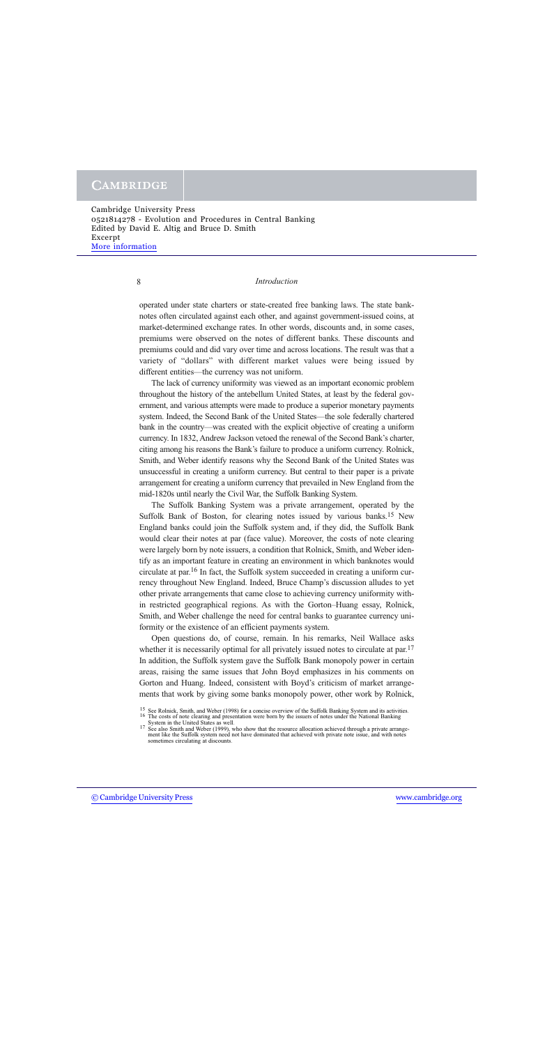operated under state charters or state-created free banking laws. The state banknotes often circulated against each other, and against government-issued coins, at market-determined exchange rates. In other words, discounts and, in some cases, premiums were observed on the notes of different banks. These discounts and premiums could and did vary over time and across locations. The result was that a variety of "dollars" with different market values were being issued by different entities—the currency was not uniform.

The lack of currency uniformity was viewed as an important economic problem throughout the history of the antebellum United States, at least by the federal government, and various attempts were made to produce a superior monetary payments system. Indeed, the Second Bank of the United States—the sole federally chartered bank in the country—was created with the explicit objective of creating a uniform currency. In 1832, Andrew Jackson vetoed the renewal of the Second Bank's charter, citing among his reasons the Bank's failure to produce a uniform currency. Rolnick, Smith, and Weber identify reasons why the Second Bank of the United States was unsuccessful in creating a uniform currency. But central to their paper is a private arrangement for creating a uniform currency that prevailed in New England from the mid-1820s until nearly the Civil War, the Suffolk Banking System.

The Suffolk Banking System was a private arrangement, operated by the Suffolk Bank of Boston, for clearing notes issued by various banks.[15] New England banks could join the Suffolk system and, if they did, the Suffolk Bank would clear their notes at par (face value). Moreover, the costs of note clearing were largely born by note issuers, a condition that Rolnick, Smith, and Weber identify as an important feature in creating an environment in which banknotes would circulate at par.[16] In fact, the Suffolk system succeeded in creating a uniform currency throughout New England. Indeed, Bruce Champ's discussion alludes to yet other private arrangements that came close to achieving currency uniformity within restricted geographical regions. As with the Gorton–Huang essay, Rolnick, Smith, and Weber challenge the need for central banks to guarantee currency uniformity or the existence of an efficient payments system.

Open questions do, of course, remain. In his remarks, Neil Wallace asks whether it is necessarily optimal for all privately issued notes to circulate at par.[17] In addition, the Suffolk system gave the Suffolk Bank monopoly power in certain areas, raising the same issues that John Boyd emphasizes in his comments on Gorton and Huang. Indeed, consistent with Boyd's criticism of market arrangements that work by giving some banks monopoly power, other work by Rolnick,

[15] See Rolnick, Smith, and Weber (1998) for a concise overview of the Suffolk Banking System and its activities.

[16] The costs of note clearing and presentation were born by the issuers of notes under the National Banking System in the United States as well.

[17] See also Smith and Weber (1999), who show that the resource allocation achieved through a private arrangement like the Suffolk system need not have dominated that achieved with private note issue, and with notes sometimes circulating at discounts.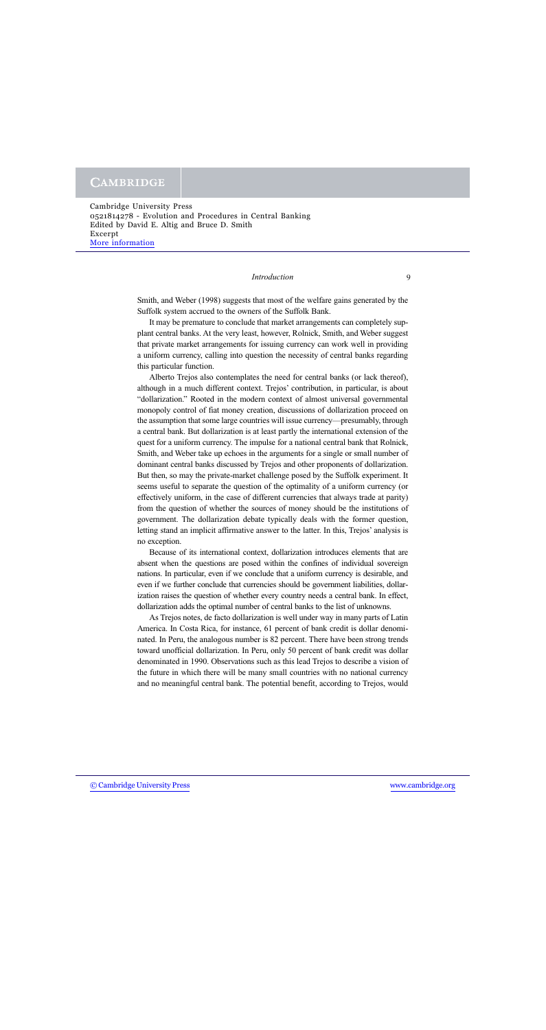Smith, and Weber (1998) suggests that most of the welfare gains generated by the Suffolk system accrued to the owners of the Suffolk Bank.

It may be premature to conclude that market arrangements can completely supplant central banks. At the very least, however, Rolnick, Smith, and Weber suggest that private market arrangements for issuing currency can work well in providing a uniform currency, calling into question the necessity of central banks regarding this particular function.

Alberto Trejos also contemplates the need for central banks (or lack thereof), although in a much different context. Trejos' contribution, in particular, is about "dollarization." Rooted in the modern context of almost universal governmental monopoly control of fiat money creation, discussions of dollarization proceed on the assumption that some large countries will issue currency—presumably, through a central bank. But dollarization is at least partly the international extension of the quest for a uniform currency. The impulse for a national central bank that Rolnick, Smith, and Weber take up echoes in the arguments for a single or small number of dominant central banks discussed by Trejos and other proponents of dollarization. But then, so may the private-market challenge posed by the Suffolk experiment. It seems useful to separate the question of the optimality of a uniform currency (or effectively uniform, in the case of different currencies that always trade at parity) from the question of whether the sources of money should be the institutions of government. The dollarization debate typically deals with the former question, letting stand an implicit affirmative answer to the latter. In this, Trejos' analysis is no exception.

Because of its international context, dollarization introduces elements that are absent when the questions are posed within the confines of individual sovereign nations. In particular, even if we conclude that a uniform currency is desirable, and even if we further conclude that currencies should be government liabilities, dollarization raises the question of whether every country needs a central bank. In effect, dollarization adds the optimal number of central banks to the list of unknowns.

As Trejos notes, de facto dollarization is well under way in many parts of Latin America. In Costa Rica, for instance, 61 percent of bank credit is dollar denominated. In Peru, the analogous number is 82 percent. There have been strong trends toward unofficial dollarization. In Peru, only 50 percent of bank credit was dollar denominated in 1990. Observations such as this lead Trejos to describe a vision of the future in which there will be many small countries with no national currency and no meaningful central bank. The potential benefit, according to Trejos, would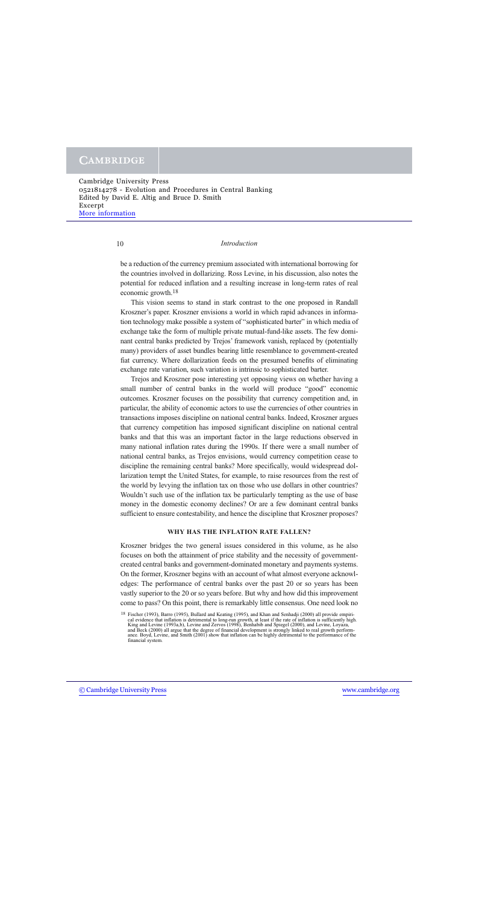be a reduction of the currency premium associated with international borrowing for the countries involved in dollarizing. Ross Levine, in his discussion, also notes the potential for reduced inflation and a resulting increase in long-term rates of real economic growth.[18]

This vision seems to stand in stark contrast to the one proposed in Randall Kroszner's paper. Kroszner envisions a world in which rapid advances in information technology make possible a system of "sophisticated barter" in which media of exchange take the form of multiple private mutual-fund-like assets. The few dominant central banks predicted by Trejos' framework vanish, replaced by (potentially many) providers of asset bundles bearing little resemblance to government-created fiat currency. Where dollarization feeds on the presumed benefits of eliminating exchange rate variation, such variation is intrinsic to sophisticated barter.

Trejos and Kroszner pose interesting yet opposing views on whether having a small number of central banks in the world will produce "good" economic outcomes. Kroszner focuses on the possibility that currency competition and, in particular, the ability of economic actors to use the currencies of other countries in transactions imposes discipline on national central banks. Indeed, Kroszner argues that currency competition has imposed significant discipline on national central banks and that this was an important factor in the large reductions observed in many national inflation rates during the 1990s. If there were a small number of national central banks, as Trejos envisions, would currency competition cease to discipline the remaining central banks? More specifically, would widespread dollarization tempt the United States, for example, to raise resources from the rest of the world by levying the inflation tax on those who use dollars in other countries? Wouldn't such use of the inflation tax be particularly tempting as the use of base money in the domestic economy declines? Or are a few dominant central banks sufficient to ensure contestability, and hence the discipline that Kroszner proposes?

## WHY HAS THE INFLATION RATE FALLEN?

Kroszner bridges the two general issues considered in this volume, as he also focuses on both the attainment of price stability and the necessity of government-created central banks and government-dominated monetary and payments systems. On the former, Kroszner begins with an account of what almost everyone acknowledges: The performance of central banks over the past 20 or so years has been vastly superior to the 20 or so years before. But why and how did this improvement come to pass? On this point, there is remarkably little consensus. One need look no

[18] Fischer (1993), Barro (1995), Bullard and Keating (1995), and Khan and Senhadji (2000) all provide empirical evidence that inflation is detrimental to long-run growth, at least if the rate of inflation is sufficiently high. King and Levine (1993a,b), Levine and Zervos (1998), Benhabib and Spiegel (2000), and Levine, Loyaza, and Beck (2000) all argue that the degree of financial development is strongly linked to real growth performance. Boyd, Levine, and Smith (2001) show that inflation can be highly detrimental to the performance of the financial system.